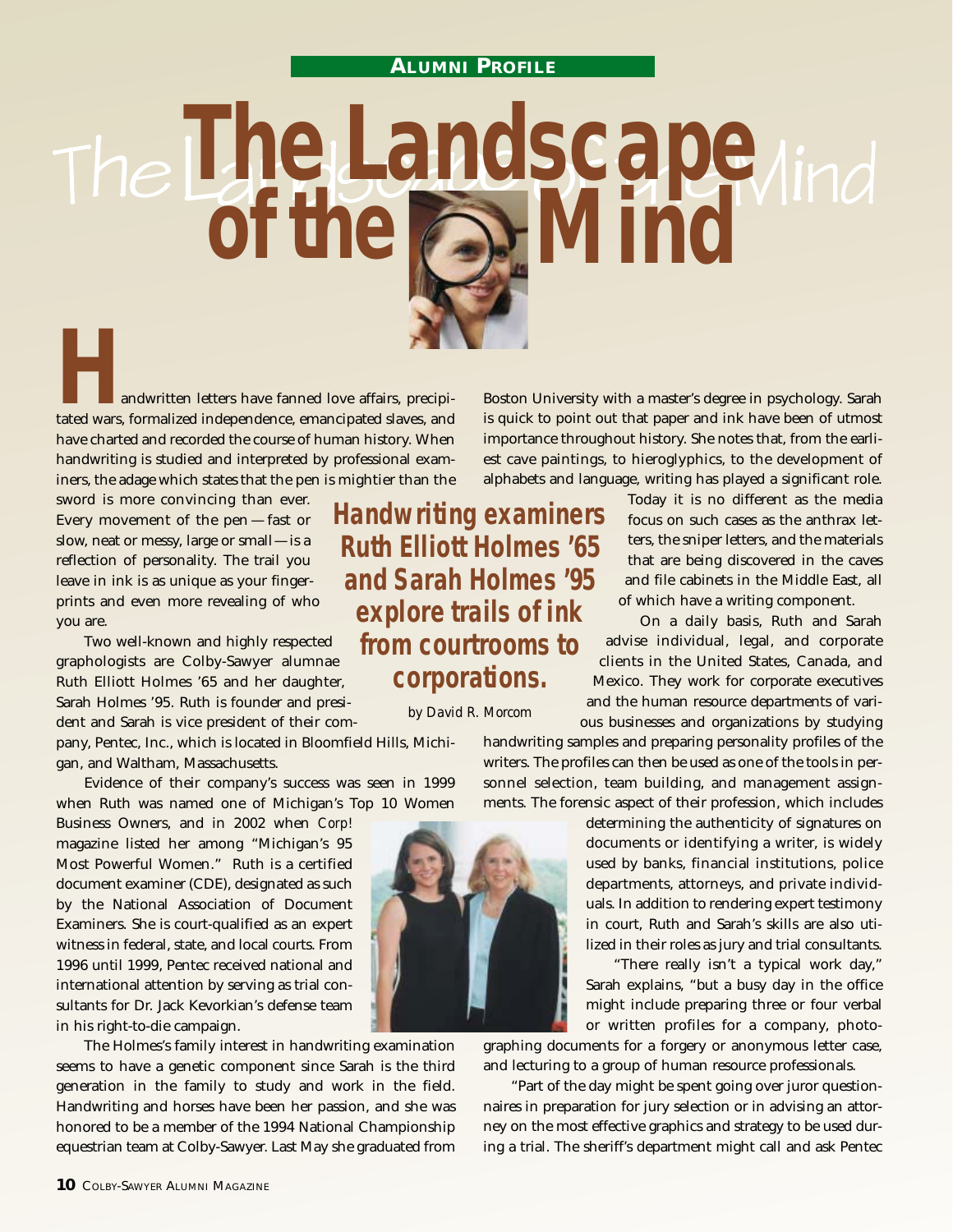ALUMNI PROFILE

# The Landscape of the Mind

**Handwriting examiners Ruth Elliott Holmes '65 and Sarah Holmes '95 explore trails of ink from courtrooms to corporations.**

*by David R. Morcom*

Handwritten letters have fanned love affairs, precipitated wars, formalized independence, emancipated slaves, and have charted and recorded the course of human history. When handwriting is studied and interpreted by professional examiners, the adage which states that the pen is mightier than the sword is more convincing than ever. Every movement of the pen — fast or slow, neat or messy, large or small — is a reflection of personality. The trail you leave in ink is as unique as your fingerprints and even more revealing of who you are.

Two well-known and highly respected graphologists are Colby-Sawyer alumnae Ruth Elliott Holmes '65 and her daughter, Sarah Holmes '95. Ruth is founder and president and Sarah is vice president of their company, Pentec, Inc., which is located in Bloomfield Hills, Michigan, and Waltham, Massachusetts.

Evidence of their company's success was seen in 1999 when Ruth was named one of Michigan's Top 10 Women Business Owners, and in 2002 when *Corp!* magazine listed her among "Michigan's 95 Most Powerful Women." Ruth is a certified document examiner (CDE), designated as such by the National Association of Document Examiners. She is court-qualified as an expert witness in federal, state, and local courts. From 1996 until 1999, Pentec received national and international attention by serving as trial consultants for Dr. Jack Kevorkian's defense team in his right-to-die campaign.

The Holmes's family interest in handwriting examination seems to have a genetic component since Sarah is the third generation in the family to study and work in the field. Handwriting and horses have been her passion, and she was honored to be a member of the 1994 National Championship equestrian team at Colby-Sawyer. Last May she graduated from Boston University with a master's degree in psychology. Sarah is quick to point out that paper and ink have been of utmost importance throughout history. She notes that, from the earliest cave paintings, to hieroglyphics, to the development of alphabets and language, writing has played a significant role. Today it is no different as the media focus on such cases as the anthrax letters, the sniper letters, and the materials that are being discovered in the caves and file cabinets in the Middle East, all of which have a writing component.

On a daily basis, Ruth and Sarah advise individual, legal, and corporate clients in the United States, Canada, and Mexico. They work for corporate executives and the human resource departments of various businesses and organizations by studying handwriting samples and preparing personality profiles of the writers. The profiles can then be used as one of the tools in personnel selection, team building, and management assignments. The forensic aspect of their profession, which includes determining the authenticity of signatures on documents or identifying a writer, is widely used by banks, financial institutions, police departments, attorneys, and private individuals. In addition to rendering expert testimony in court, Ruth and Sarah's skills are also utilized in their roles as jury and trial consultants.

"There really isn't a typical work day," Sarah explains, "but a busy day in the office might include preparing three or four verbal or written profiles for a company, photographing documents for a forgery or anonymous letter case, and lecturing to a group of human resource professionals.

"Part of the day might be spent going over juror questionnaires in preparation for jury selection or in advising an attorney on the most effective graphics and strategy to be used during a trial. The sheriff's department might call and ask Pentec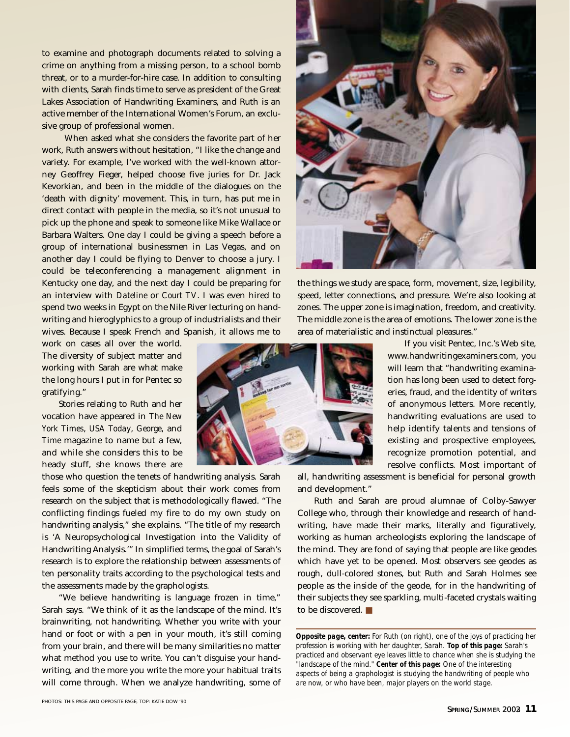to examine and photograph documents related to solving a crime on anything from a missing person, to a school bomb threat, or to a murder-for-hire case. In addition to consulting with clients, Sarah finds time to serve as president of the Great Lakes Association of Handwriting Examiners, and Ruth is an active member of the International Women's Forum, an exclusive group of professional women.

When asked what she considers the favorite part of her work, Ruth answers without hesitation, "I like the change and variety. For example, I've worked with the well-known attorney Geoffrey Fieger, helped choose five juries for Dr. Jack Kevorkian, and been in the middle of the dialogues on the 'death with dignity' movement. This, in turn, has put me in direct contact with people in the media, so it's not unusual to pick up the phone and speak to someone like Mike Wallace or Barbara Walters. One day I could be giving a speech before a group of international businessmen in Las Vegas, and on another day I could be flying to Denver to choose a jury. I could be teleconferencing a management alignment in Kentucky one day, and the next day I could be preparing for an interview with *Dateline* or *Court TV*. I was even hired to spend two weeks in Egypt on the Nile River lecturing on handwriting and hieroglyphics to a group of industrialists and their wives. Because I speak French and Spanish, it allows me to work on cases all over the world. The diversity of subject matter and working with Sarah are what make the long hours I put in for Pentec so gratifying."

Stories relating to Ruth and her vocation have appeared in *The New York Times*, *USA Today*, *George*, and *Time* magazine to name but a few, and while she considers this to be heady stuff, she knows there are those who question the tenets of handwriting analysis. Sarah feels some of the skepticism about their work comes from research on the subject that is methodologically flawed. "The conflicting findings fueled my fire to do my own study on handwriting analysis," she explains. "The title of my research is 'A Neuropsychological Investigation into the Validity of Handwriting Analysis.'" In simplified terms, the goal of Sarah's research is to explore the relationship between assessments of ten personality traits according to the psychological tests and the assessments made by the graphologists.

"We believe handwriting is language frozen in time," Sarah says. "We think of it as the landscape of the mind. It's brainwriting, not handwriting. Whether you write with your hand or foot or with a pen in your mouth, it's still coming from your brain, and there will be many similarities no matter what method you use to write. You can't disguise your handwriting, and the more you write the more your habitual traits will come through. When we analyze handwriting, some of the things we study are space, form, movement, size, legibility, speed, letter connections, and pressure. We're also looking at zones. The upper zone is imagination, freedom, and creativity. The middle zone is the area of emotions. The lower zone is the area of materialistic and instinctual pleasures."

If you visit Pentec, Inc.'s Web site, www.handwritingexaminers.com, you will learn that "handwriting examination has long been used to detect forgeries, fraud, and the identity of writers of anonymous letters. More recently, handwriting evaluations are used to help identify talents and tensions of existing and prospective employees, recognize promotion potential, and resolve conflicts. Most important of all, handwriting assessment is beneficial for personal growth and development."

Ruth and Sarah are proud alumnae of Colby-Sawyer College who, through their knowledge and research of handwriting, have made their marks, literally and figuratively, working as human archeologists exploring the landscape of the mind. They are fond of saying that people are like geodes which have yet to be opened. Most observers see geodes as rough, dull-colored stones, but Ruth and Sarah Holmes see people as the inside of the geode, for in the handwriting of their subjects they see sparkling, multi-faceted crystals waiting to be discovered. ■

***Opposite page, center:*** *For Ruth (on right), one of the joys of practicing her profession is working with her daughter, Sarah.* ***Top of this page:*** *Sarah's practiced and observant eye leaves little to chance when she is studying the "landscape of the mind."* ***Center of this page:*** *One of the interesting aspects of being a graphologist is studying the handwriting of people who are now, or who have been, major players on the world stage.*

PHOTOS: THIS PAGE AND OPPOSITE PAGE, TOP: KATIE DOW '90